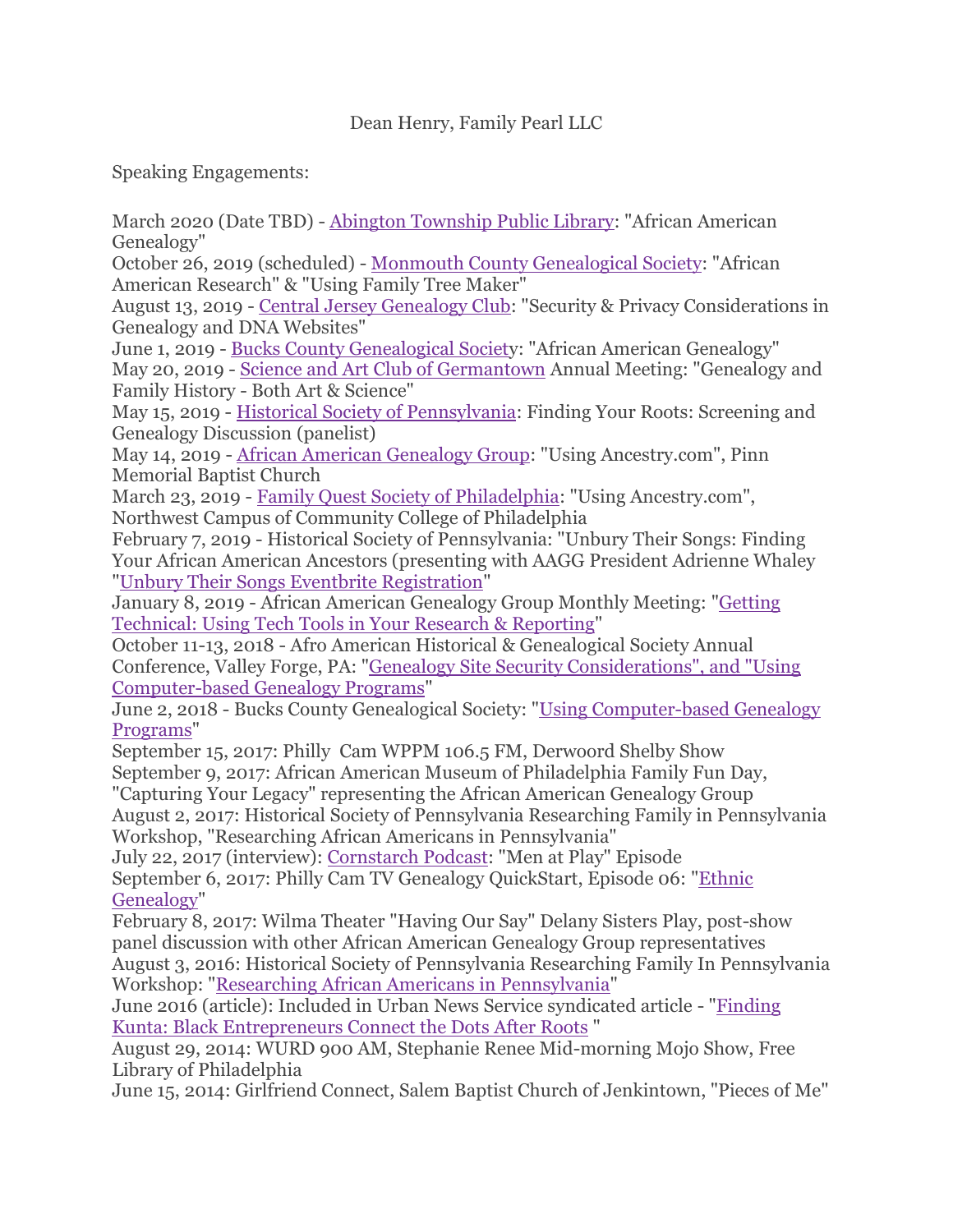Dean Henry, Family Pearl LLC

Speaking Engagements:

March 2020 (Date TBD) - Abington Township Public Library: "African American Genealogy"
October 26, 2019 (scheduled) - Monmouth County Genealogical Society: "African American Research" & "Using Family Tree Maker"
August 13, 2019 - Central Jersey Genealogy Club: "Security & Privacy Considerations in Genealogy and DNA Websites"
June 1, 2019 - Bucks County Genealogical Society: "African American Genealogy"
May 20, 2019 - Science and Art Club of Germantown Annual Meeting: "Genealogy and Family History - Both Art & Science"
May 15, 2019 - Historical Society of Pennsylvania: Finding Your Roots: Screening and Genealogy Discussion (panelist)
May 14, 2019 - African American Genealogy Group: "Using Ancestry.com", Pinn Memorial Baptist Church
March 23, 2019 - Family Quest Society of Philadelphia: "Using Ancestry.com", Northwest Campus of Community College of Philadelphia
February 7, 2019 - Historical Society of Pennsylvania: "Unbury Their Songs: Finding Your African American Ancestors (presenting with AAGG President Adrienne Whaley "Unbury Their Songs Eventbrite Registration"
January 8, 2019 - African American Genealogy Group Monthly Meeting: "Getting Technical: Using Tech Tools in Your Research & Reporting"
October 11-13, 2018 - Afro American Historical & Genealogical Society Annual Conference, Valley Forge, PA: "Genealogy Site Security Considerations", and "Using Computer-based Genealogy Programs"
June 2, 2018 - Bucks County Genealogical Society: "Using Computer-based Genealogy Programs"
September 15, 2017: Philly Cam WPPM 106.5 FM, Derwoord Shelby Show
September 9, 2017: African American Museum of Philadelphia Family Fun Day, "Capturing Your Legacy" representing the African American Genealogy Group
August 2, 2017: Historical Society of Pennsylvania Researching Family in Pennsylvania Workshop, "Researching African Americans in Pennsylvania"
July 22, 2017 (interview): Cornstarch Podcast: "Men at Play" Episode
September 6, 2017: Philly Cam TV Genealogy QuickStart, Episode 06: "Ethnic Genealogy"
February 8, 2017: Wilma Theater "Having Our Say" Delany Sisters Play, post-show panel discussion with other African American Genealogy Group representatives
August 3, 2016: Historical Society of Pennsylvania Researching Family In Pennsylvania Workshop: "Researching African Americans in Pennsylvania"
June 2016 (article): Included in Urban News Service syndicated article - "Finding Kunta: Black Entrepreneurs Connect the Dots After Roots "
August 29, 2014: WURD 900 AM, Stephanie Renee Mid-morning Mojo Show, Free Library of Philadelphia
June 15, 2014: Girlfriend Connect, Salem Baptist Church of Jenkintown, "Pieces of Me"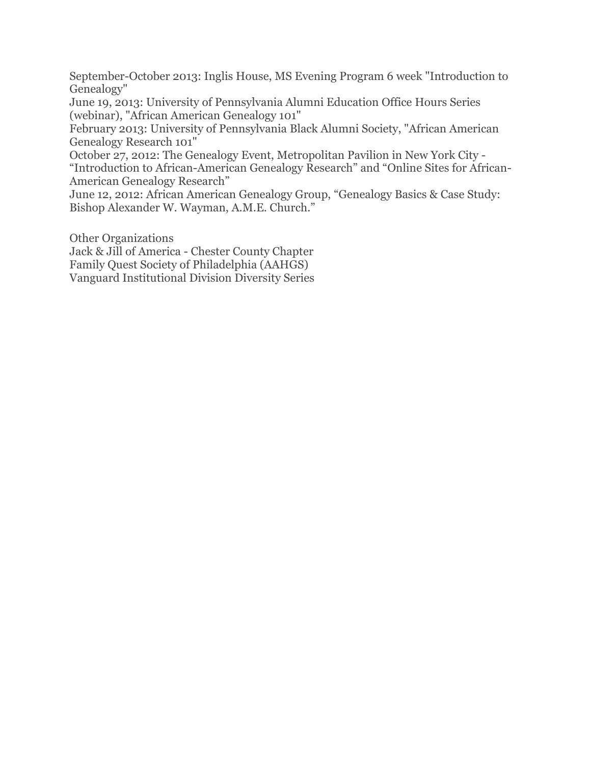September-October 2013: Inglis House, MS Evening Program 6 week "Introduction to Genealogy"
June 19, 2013: University of Pennsylvania Alumni Education Office Hours Series (webinar), "African American Genealogy 101"
February 2013: University of Pennsylvania Black Alumni Society, "African American Genealogy Research 101"
October 27, 2012: The Genealogy Event, Metropolitan Pavilion in New York City - “Introduction to African-American Genealogy Research” and “Online Sites for African-American Genealogy Research”
June 12, 2012: African American Genealogy Group, “Genealogy Basics & Case Study: Bishop Alexander W. Wayman, A.M.E. Church.”

Other Organizations
Jack & Jill of America - Chester County Chapter
Family Quest Society of Philadelphia (AAHGS)
Vanguard Institutional Division Diversity Series